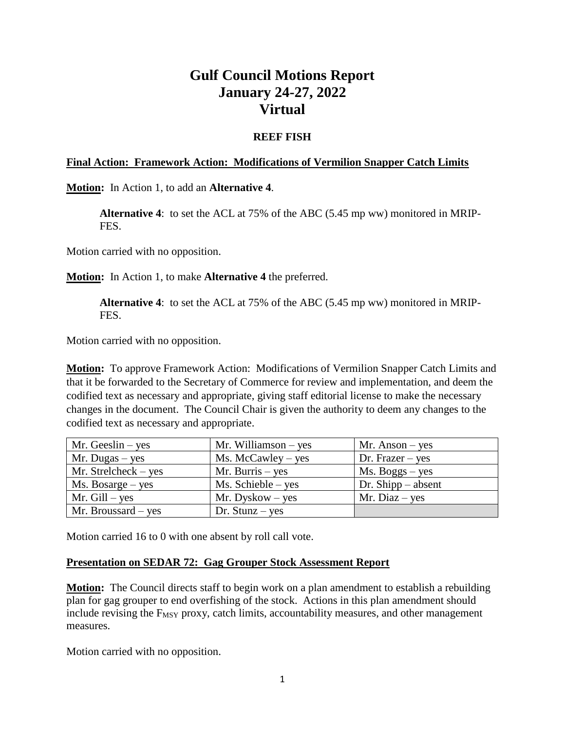# Gulf Council Motions Report
# January 24-27, 2022
# Virtual

## REEF FISH

**Final Action: Framework Action: Modifications of Vermilion Snapper Catch Limits**

**Motion:** In Action 1, to add an **Alternative 4**.

> **Alternative 4**: to set the ACL at 75% of the ABC (5.45 mp ww) monitored in MRIP-FES.

Motion carried with no opposition.

**Motion:** In Action 1, to make **Alternative 4** the preferred.

> **Alternative 4**: to set the ACL at 75% of the ABC (5.45 mp ww) monitored in MRIP-FES.

Motion carried with no opposition.

**Motion:** To approve Framework Action: Modifications of Vermilion Snapper Catch Limits and that it be forwarded to the Secretary of Commerce for review and implementation, and deem the codified text as necessary and appropriate, giving staff editorial license to make the necessary changes in the document. The Council Chair is given the authority to deem any changes to the codified text as necessary and appropriate.

| | | |
|---|---|---|
| Mr. Geeslin – yes | Mr. Williamson – yes | Mr. Anson – yes |
| Mr. Dugas – yes | Ms. McCawley – yes | Dr. Frazer – yes |
| Mr. Strelcheck – yes | Mr. Burris – yes | Ms. Boggs – yes |
| Ms. Bosarge – yes | Ms. Schieble – yes | Dr. Shipp – absent |
| Mr. Gill – yes | Mr. Dyskow – yes | Mr. Diaz – yes |
| Mr. Broussard – yes | Dr. Stunz – yes | |

Motion carried 16 to 0 with one absent by roll call vote.

**Presentation on SEDAR 72: Gag Grouper Stock Assessment Report**

**Motion:** The Council directs staff to begin work on a plan amendment to establish a rebuilding plan for gag grouper to end overfishing of the stock. Actions in this plan amendment should include revising the $F_{MSY}$ proxy, catch limits, accountability measures, and other management measures.

Motion carried with no opposition.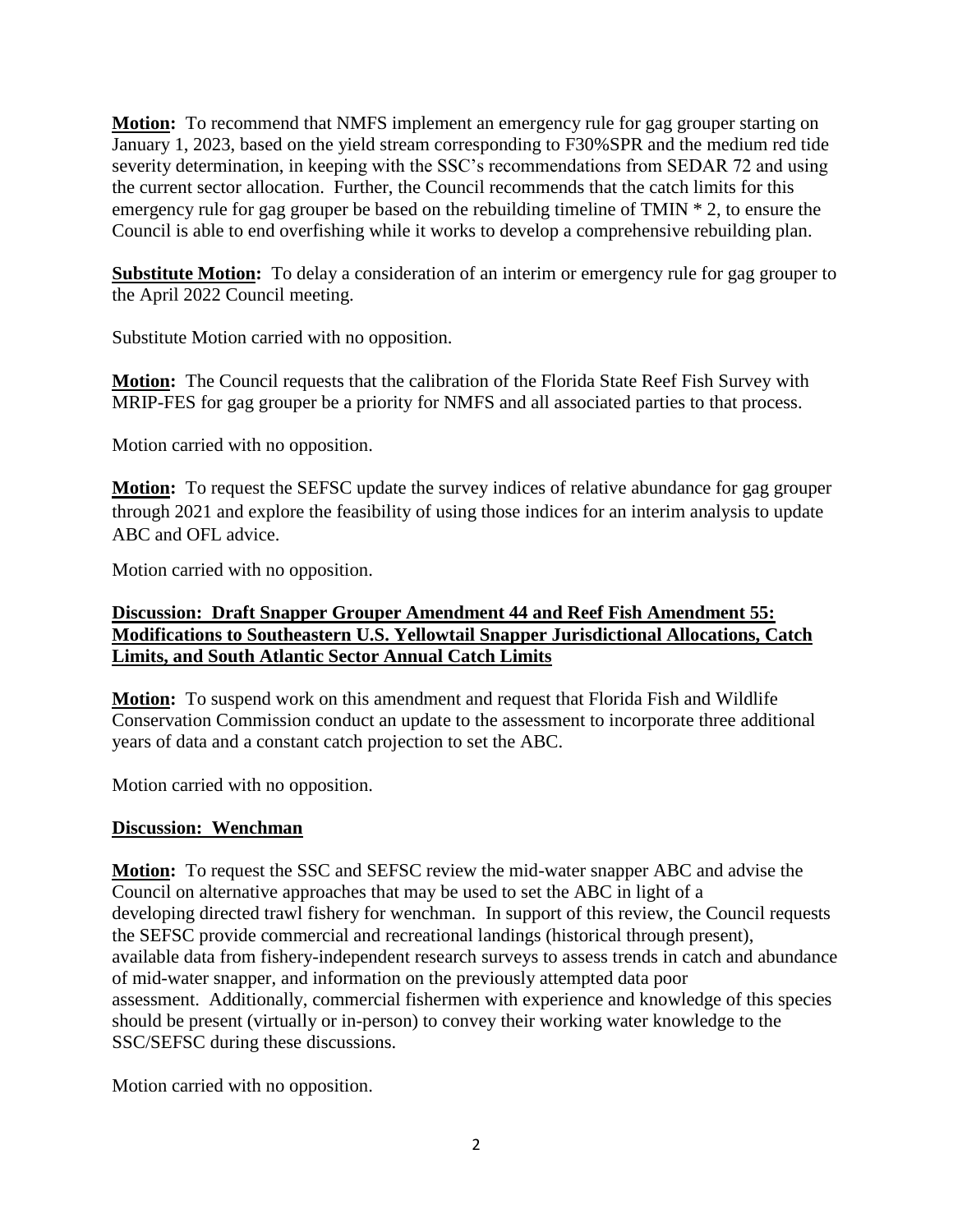**Motion:** To recommend that NMFS implement an emergency rule for gag grouper starting on January 1, 2023, based on the yield stream corresponding to F30%SPR and the medium red tide severity determination, in keeping with the SSC's recommendations from SEDAR 72 and using the current sector allocation. Further, the Council recommends that the catch limits for this emergency rule for gag grouper be based on the rebuilding timeline of TMIN * 2, to ensure the Council is able to end overfishing while it works to develop a comprehensive rebuilding plan.

**Substitute Motion:** To delay a consideration of an interim or emergency rule for gag grouper to the April 2022 Council meeting.

Substitute Motion carried with no opposition.

**Motion:** The Council requests that the calibration of the Florida State Reef Fish Survey with MRIP-FES for gag grouper be a priority for NMFS and all associated parties to that process.

Motion carried with no opposition.

**Motion:** To request the SEFSC update the survey indices of relative abundance for gag grouper through 2021 and explore the feasibility of using those indices for an interim analysis to update ABC and OFL advice.

Motion carried with no opposition.

**Discussion: Draft Snapper Grouper Amendment 44 and Reef Fish Amendment 55: Modifications to Southeastern U.S. Yellowtail Snapper Jurisdictional Allocations, Catch Limits, and South Atlantic Sector Annual Catch Limits**

**Motion:** To suspend work on this amendment and request that Florida Fish and Wildlife Conservation Commission conduct an update to the assessment to incorporate three additional years of data and a constant catch projection to set the ABC.

Motion carried with no opposition.

**Discussion: Wenchman**

**Motion:** To request the SSC and SEFSC review the mid-water snapper ABC and advise the Council on alternative approaches that may be used to set the ABC in light of a developing directed trawl fishery for wenchman. In support of this review, the Council requests the SEFSC provide commercial and recreational landings (historical through present), available data from fishery-independent research surveys to assess trends in catch and abundance of mid-water snapper, and information on the previously attempted data poor assessment. Additionally, commercial fishermen with experience and knowledge of this species should be present (virtually or in-person) to convey their working water knowledge to the SSC/SEFSC during these discussions.

Motion carried with no opposition.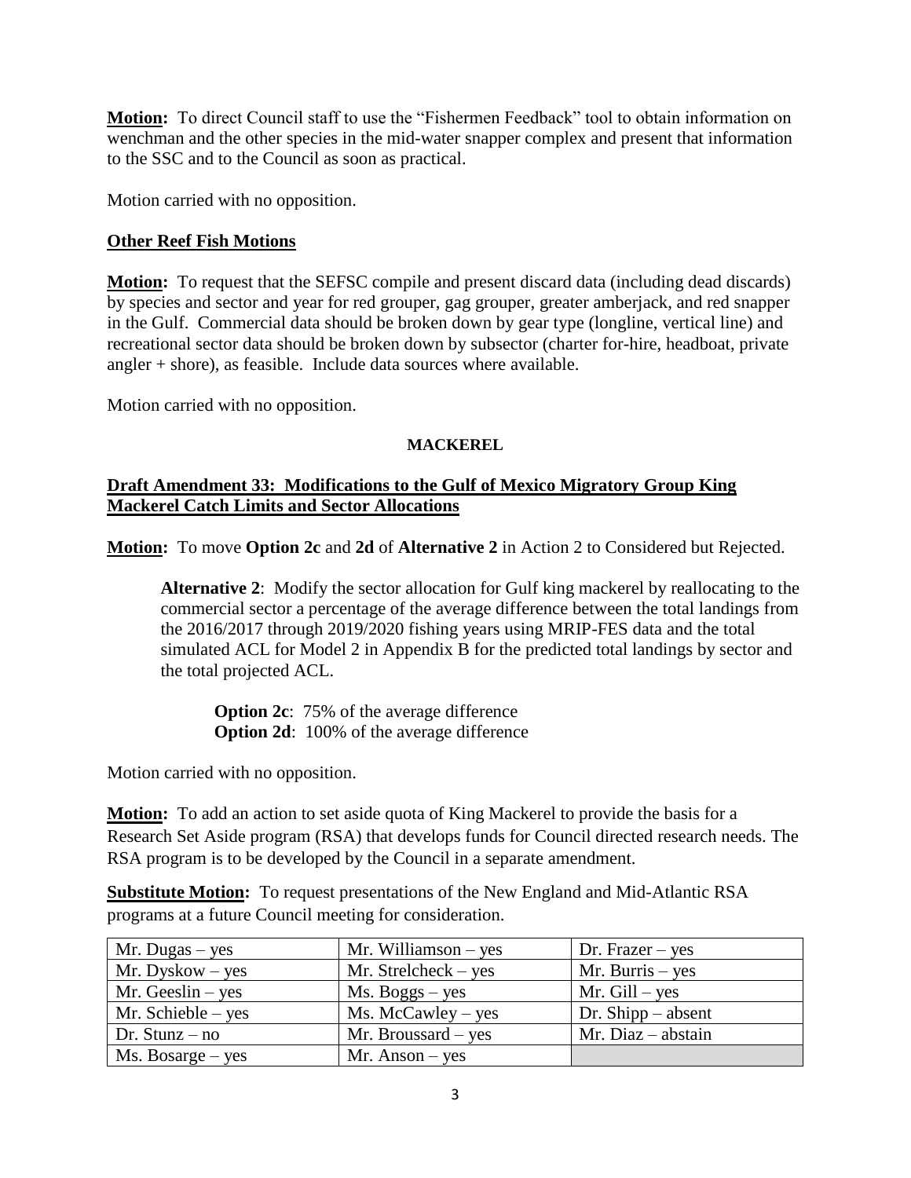**Motion:** To direct Council staff to use the "Fishermen Feedback" tool to obtain information on wenchman and the other species in the mid-water snapper complex and present that information to the SSC and to the Council as soon as practical.

Motion carried with no opposition.

## Other Reef Fish Motions

**Motion:** To request that the SEFSC compile and present discard data (including dead discards) by species and sector and year for red grouper, gag grouper, greater amberjack, and red snapper in the Gulf. Commercial data should be broken down by gear type (longline, vertical line) and recreational sector data should be broken down by subsector (charter for-hire, headboat, private angler + shore), as feasible. Include data sources where available.

Motion carried with no opposition.

## MACKEREL

## Draft Amendment 33: Modifications to the Gulf of Mexico Migratory Group King Mackerel Catch Limits and Sector Allocations

**Motion:** To move **Option 2c** and **2d** of **Alternative 2** in Action 2 to Considered but Rejected.

> **Alternative 2**: Modify the sector allocation for Gulf king mackerel by reallocating to the commercial sector a percentage of the average difference between the total landings from the 2016/2017 through 2019/2020 fishing years using MRIP-FES data and the total simulated ACL for Model 2 in Appendix B for the predicted total landings by sector and the total projected ACL.
>
> > **Option 2c**: 75% of the average difference
> > **Option 2d**: 100% of the average difference

Motion carried with no opposition.

**Motion:** To add an action to set aside quota of King Mackerel to provide the basis for a Research Set Aside program (RSA) that develops funds for Council directed research needs. The RSA program is to be developed by the Council in a separate amendment.

**Substitute Motion:** To request presentations of the New England and Mid-Atlantic RSA programs at a future Council meeting for consideration.

| | | |
|---|---|---|
| Mr. Dugas – yes | Mr. Williamson – yes | Dr. Frazer – yes |
| Mr. Dyskow – yes | Mr. Strelcheck – yes | Mr. Burris – yes |
| Mr. Geeslin – yes | Ms. Boggs – yes | Mr. Gill – yes |
| Mr. Schieble – yes | Ms. McCawley – yes | Dr. Shipp – absent |
| Dr. Stunz – no | Mr. Broussard – yes | Mr. Diaz – abstain |
| Ms. Bosarge – yes | Mr. Anson – yes | |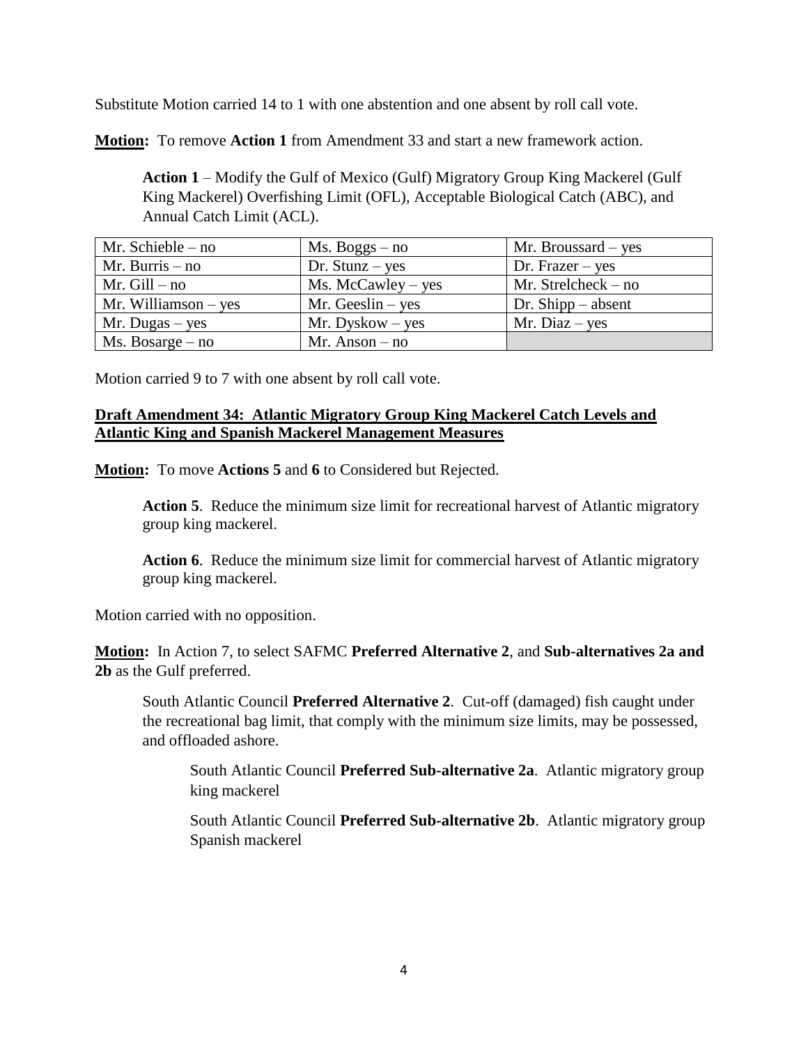Substitute Motion carried 14 to 1 with one abstention and one absent by roll call vote.

**Motion:** To remove **Action 1** from Amendment 33 and start a new framework action.

> **Action 1** – Modify the Gulf of Mexico (Gulf) Migratory Group King Mackerel (Gulf King Mackerel) Overfishing Limit (OFL), Acceptable Biological Catch (ABC), and Annual Catch Limit (ACL).

| | | |
|---|---|---|
| Mr. Schieble – no | Ms. Boggs – no | Mr. Broussard – yes |
| Mr. Burris – no | Dr. Stunz – yes | Dr. Frazer – yes |
| Mr. Gill – no | Ms. McCawley – yes | Mr. Strelcheck – no |
| Mr. Williamson – yes | Mr. Geeslin – yes | Dr. Shipp – absent |
| Mr. Dugas – yes | Mr. Dyskow – yes | Mr. Diaz – yes |
| Ms. Bosarge – no | Mr. Anson – no | |

Motion carried 9 to 7 with one absent by roll call vote.

**Draft Amendment 34: Atlantic Migratory Group King Mackerel Catch Levels and Atlantic King and Spanish Mackerel Management Measures**

**Motion:** To move **Actions 5** and **6** to Considered but Rejected.

> **Action 5**. Reduce the minimum size limit for recreational harvest of Atlantic migratory group king mackerel.
>
> **Action 6**. Reduce the minimum size limit for commercial harvest of Atlantic migratory group king mackerel.

Motion carried with no opposition.

**Motion:** In Action 7, to select SAFMC **Preferred Alternative 2**, and **Sub-alternatives 2a and 2b** as the Gulf preferred.

> South Atlantic Council **Preferred Alternative 2**. Cut-off (damaged) fish caught under the recreational bag limit, that comply with the minimum size limits, may be possessed, and offloaded ashore.
>
> > South Atlantic Council **Preferred Sub-alternative 2a**. Atlantic migratory group king mackerel
> >
> > South Atlantic Council **Preferred Sub-alternative 2b**. Atlantic migratory group Spanish mackerel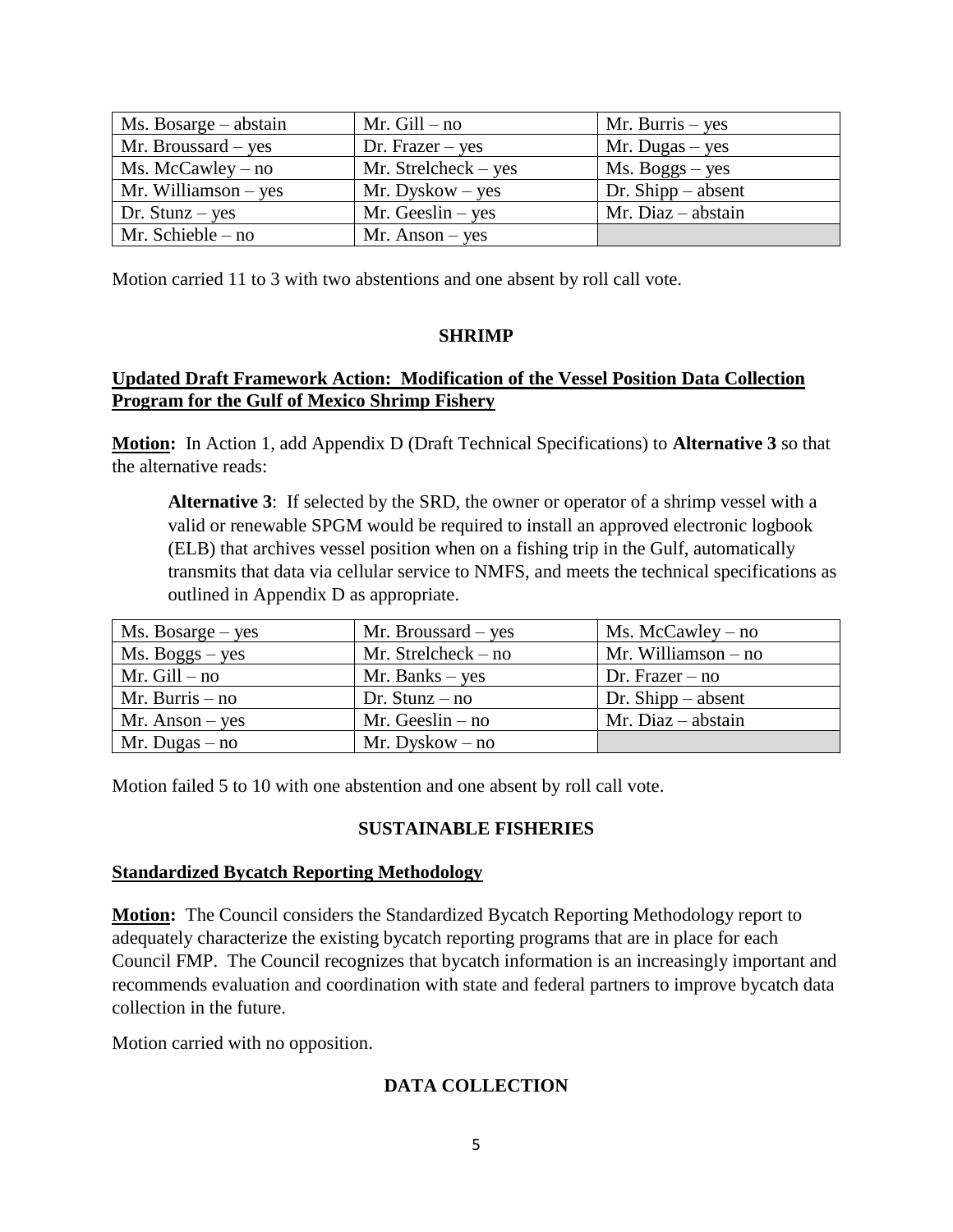| Ms. Bosarge – abstain | Mr. Gill – no | Mr. Burris – yes |
|---|---|---|
| Mr. Broussard – yes | Dr. Frazer – yes | Mr. Dugas – yes |
| Ms. McCawley – no | Mr. Strelcheck – yes | Ms. Boggs – yes |
| Mr. Williamson – yes | Mr. Dyskow – yes | Dr. Shipp – absent |
| Dr. Stunz – yes | Mr. Geeslin – yes | Mr. Diaz – abstain |
| Mr. Schieble – no | Mr. Anson – yes | |

Motion carried 11 to 3 with two abstentions and one absent by roll call vote.

## SHRIMP

### Updated Draft Framework Action: Modification of the Vessel Position Data Collection Program for the Gulf of Mexico Shrimp Fishery

**Motion:** In Action 1, add Appendix D (Draft Technical Specifications) to **Alternative 3** so that the alternative reads:

> **Alternative 3**: If selected by the SRD, the owner or operator of a shrimp vessel with a valid or renewable SPGM would be required to install an approved electronic logbook (ELB) that archives vessel position when on a fishing trip in the Gulf, automatically transmits that data via cellular service to NMFS, and meets the technical specifications as outlined in Appendix D as appropriate.

| Ms. Bosarge – yes | Mr. Broussard – yes | Ms. McCawley – no |
|---|---|---|
| Ms. Boggs – yes | Mr. Strelcheck – no | Mr. Williamson – no |
| Mr. Gill – no | Mr. Banks – yes | Dr. Frazer – no |
| Mr. Burris – no | Dr. Stunz – no | Dr. Shipp – absent |
| Mr. Anson – yes | Mr. Geeslin – no | Mr. Diaz – abstain |
| Mr. Dugas – no | Mr. Dyskow – no | |

Motion failed 5 to 10 with one abstention and one absent by roll call vote.

## SUSTAINABLE FISHERIES

### Standardized Bycatch Reporting Methodology

**Motion:** The Council considers the Standardized Bycatch Reporting Methodology report to adequately characterize the existing bycatch reporting programs that are in place for each Council FMP. The Council recognizes that bycatch information is an increasingly important and recommends evaluation and coordination with state and federal partners to improve bycatch data collection in the future.

Motion carried with no opposition.

## DATA COLLECTION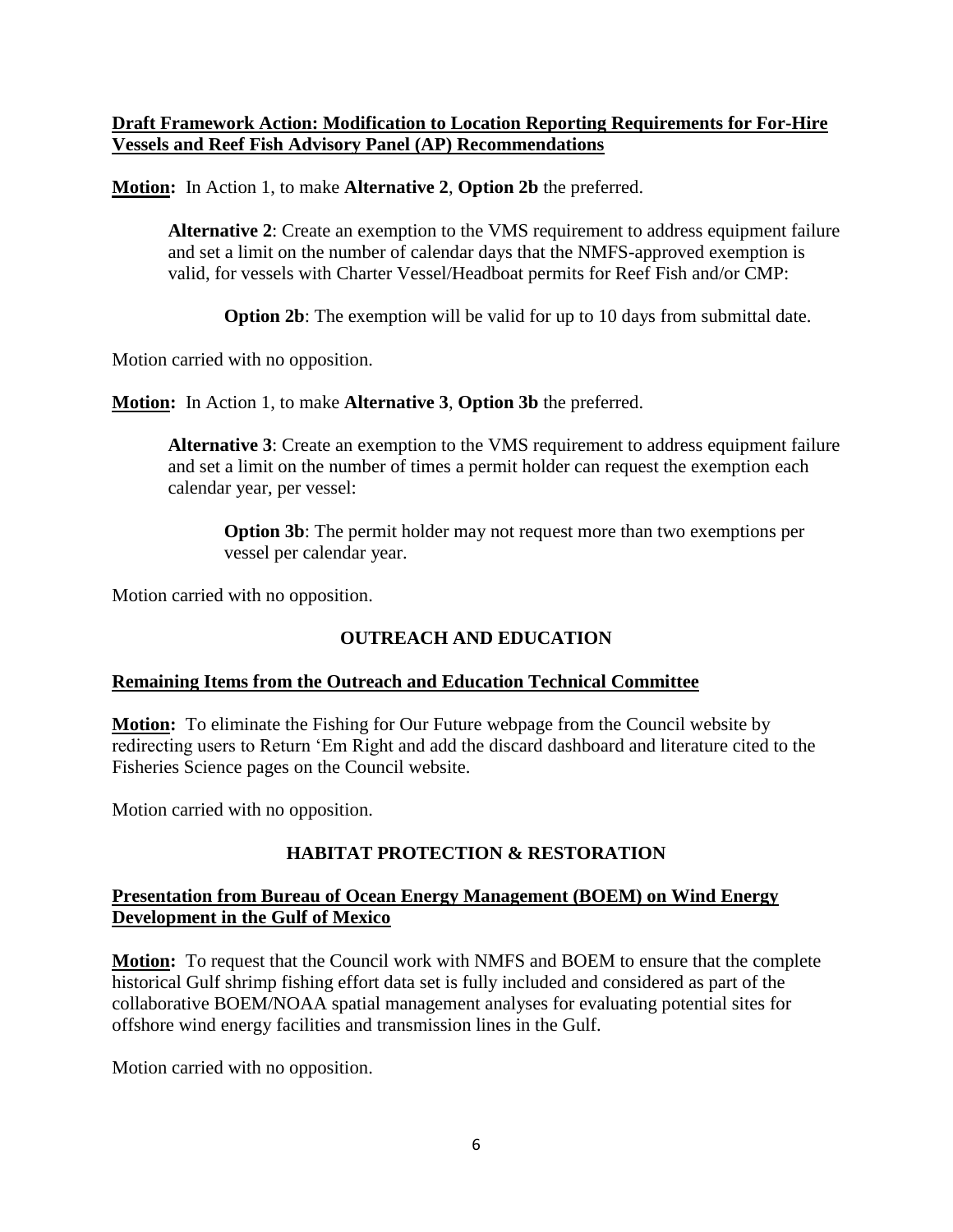**Draft Framework Action: Modification to Location Reporting Requirements for For-Hire Vessels and Reef Fish Advisory Panel (AP) Recommendations**

**Motion:** In Action 1, to make **Alternative 2**, **Option 2b** the preferred.

> **Alternative 2**: Create an exemption to the VMS requirement to address equipment failure and set a limit on the number of calendar days that the NMFS-approved exemption is valid, for vessels with Charter Vessel/Headboat permits for Reef Fish and/or CMP:
>
> > **Option 2b**: The exemption will be valid for up to 10 days from submittal date.

Motion carried with no opposition.

**Motion:** In Action 1, to make **Alternative 3**, **Option 3b** the preferred.

> **Alternative 3**: Create an exemption to the VMS requirement to address equipment failure and set a limit on the number of times a permit holder can request the exemption each calendar year, per vessel:
>
> > **Option 3b**: The permit holder may not request more than two exemptions per vessel per calendar year.

Motion carried with no opposition.

## OUTREACH AND EDUCATION

**Remaining Items from the Outreach and Education Technical Committee**

**Motion:** To eliminate the Fishing for Our Future webpage from the Council website by redirecting users to Return 'Em Right and add the discard dashboard and literature cited to the Fisheries Science pages on the Council website.

Motion carried with no opposition.

## HABITAT PROTECTION & RESTORATION

**Presentation from Bureau of Ocean Energy Management (BOEM) on Wind Energy Development in the Gulf of Mexico**

**Motion:** To request that the Council work with NMFS and BOEM to ensure that the complete historical Gulf shrimp fishing effort data set is fully included and considered as part of the collaborative BOEM/NOAA spatial management analyses for evaluating potential sites for offshore wind energy facilities and transmission lines in the Gulf.

Motion carried with no opposition.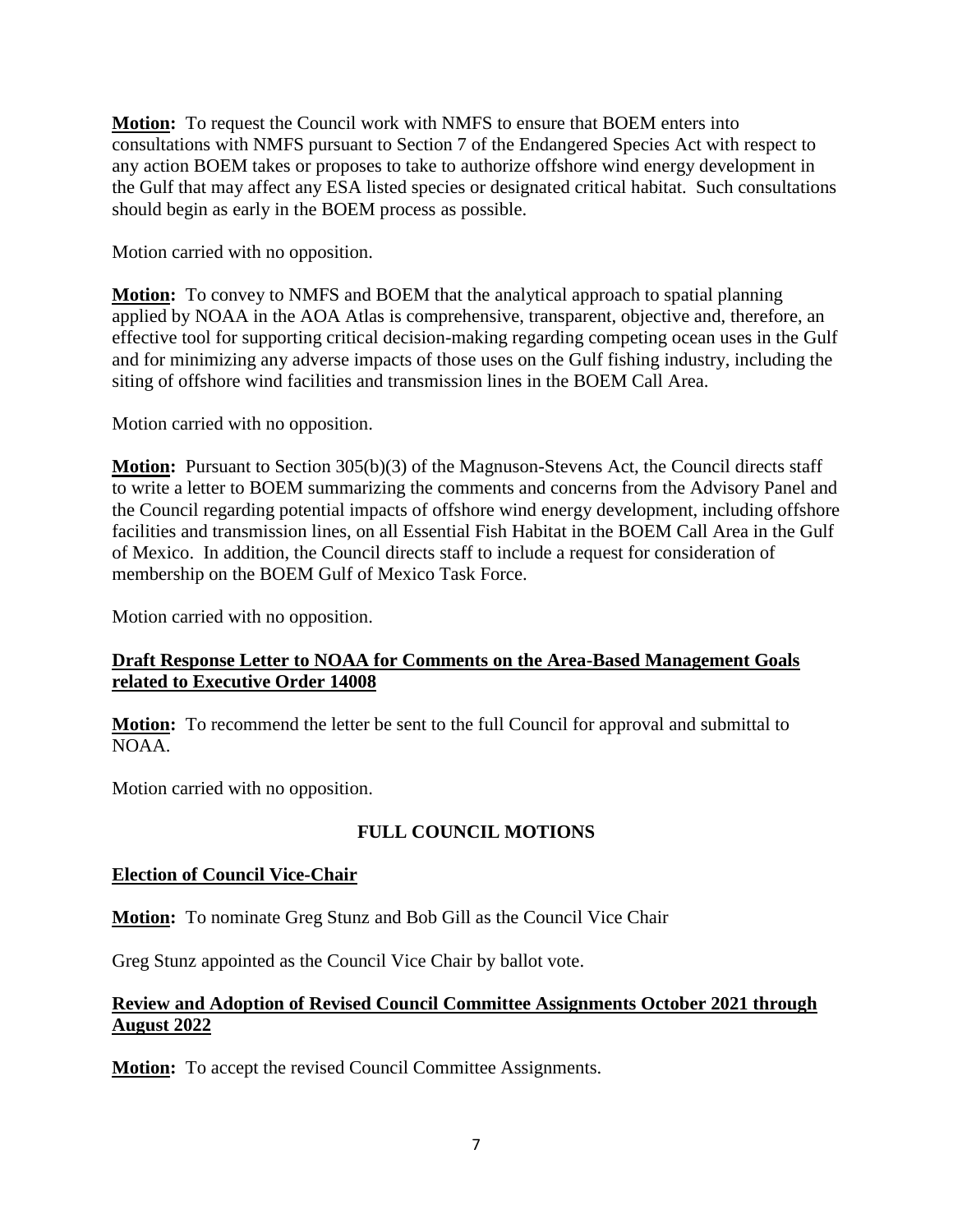**Motion:** To request the Council work with NMFS to ensure that BOEM enters into consultations with NMFS pursuant to Section 7 of the Endangered Species Act with respect to any action BOEM takes or proposes to take to authorize offshore wind energy development in the Gulf that may affect any ESA listed species or designated critical habitat. Such consultations should begin as early in the BOEM process as possible.

Motion carried with no opposition.

**Motion:** To convey to NMFS and BOEM that the analytical approach to spatial planning applied by NOAA in the AOA Atlas is comprehensive, transparent, objective and, therefore, an effective tool for supporting critical decision-making regarding competing ocean uses in the Gulf and for minimizing any adverse impacts of those uses on the Gulf fishing industry, including the siting of offshore wind facilities and transmission lines in the BOEM Call Area.

Motion carried with no opposition.

**Motion:** Pursuant to Section 305(b)(3) of the Magnuson-Stevens Act, the Council directs staff to write a letter to BOEM summarizing the comments and concerns from the Advisory Panel and the Council regarding potential impacts of offshore wind energy development, including offshore facilities and transmission lines, on all Essential Fish Habitat in the BOEM Call Area in the Gulf of Mexico. In addition, the Council directs staff to include a request for consideration of membership on the BOEM Gulf of Mexico Task Force.

Motion carried with no opposition.

**Draft Response Letter to NOAA for Comments on the Area-Based Management Goals related to Executive Order 14008**

**Motion:** To recommend the letter be sent to the full Council for approval and submittal to NOAA.

Motion carried with no opposition.

## FULL COUNCIL MOTIONS

**Election of Council Vice-Chair**

**Motion:** To nominate Greg Stunz and Bob Gill as the Council Vice Chair

Greg Stunz appointed as the Council Vice Chair by ballot vote.

**Review and Adoption of Revised Council Committee Assignments October 2021 through August 2022**

**Motion:** To accept the revised Council Committee Assignments.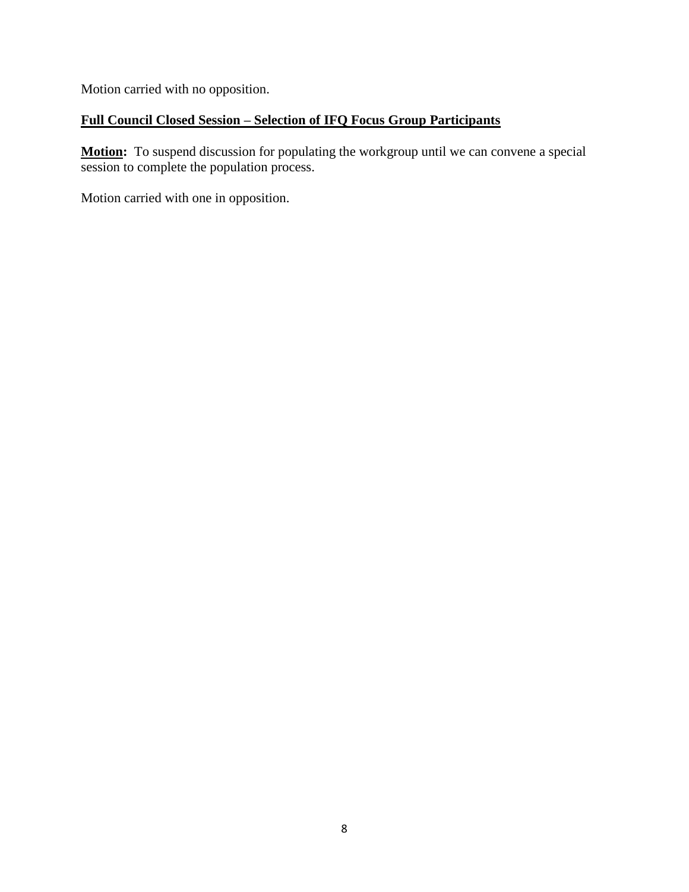Motion carried with no opposition.

**Full Council Closed Session – Selection of IFQ Focus Group Participants**

**Motion:** To suspend discussion for populating the workgroup until we can convene a special session to complete the population process.

Motion carried with one in opposition.